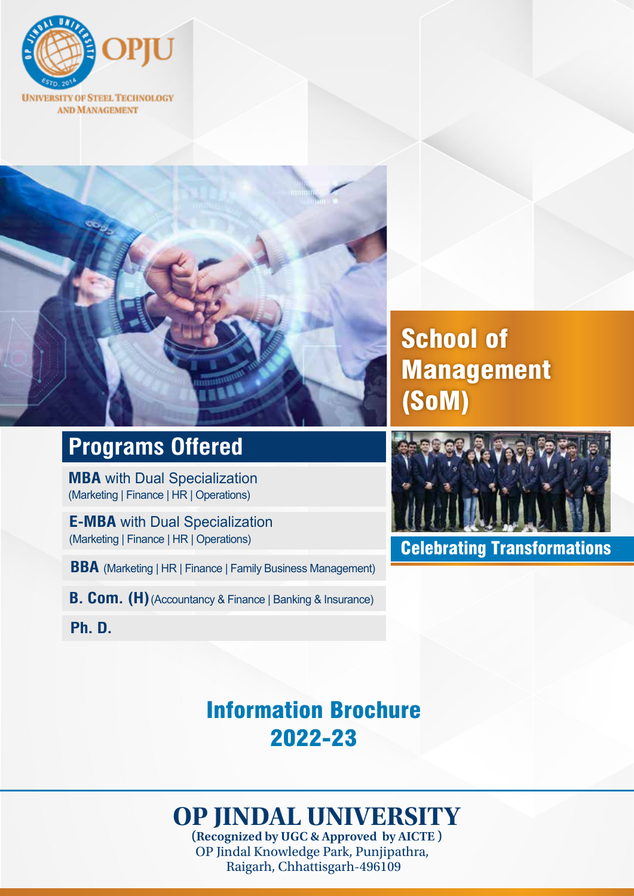OPJU

UNIVERSITY OF STEEL TECHNOLOGY AND MANAGEMENT

# School of Management (SoM)

## Programs Offered

**MBA** with Dual Specialization
(Marketing | Finance | HR | Operations)

**E-MBA** with Dual Specialization
(Marketing | Finance | HR | Operations)

**BBA** (Marketing | HR | Finance | Family Business Management)

**B. Com. (H)** (Accountancy & Finance | Banking & Insurance)

**Ph. D.**

**Celebrating Transformations**

## Information Brochure 2022-23

# OP JINDAL UNIVERSITY

**(Recognized by UGC & Approved by AICTE)**

OP Jindal Knowledge Park, Punjipathra,
Raigarh, Chhattisgarh-496109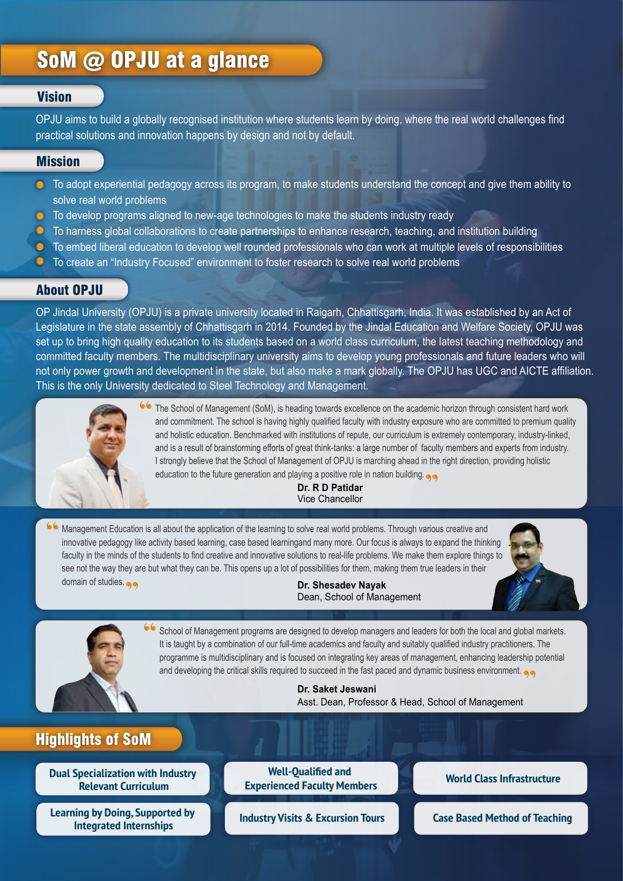# SoM @ OPJU at a glance

## Vision

OPJU aims to build a globally recognised institution where students learn by doing, where the real world challenges find practical solutions and innovation happens by design and not by default.

## Mission

- To adopt experiential pedagogy across its program, to make students understand the concept and give them ability to solve real world problems
- To develop programs aligned to new-age technologies to make the students industry ready
- To harness global collaborations to create partnerships to enhance research, teaching, and institution building
- To embed liberal education to develop well rounded professionals who can work at multiple levels of responsibilities
- To create an "Industry Focused" environment to foster research to solve real world problems

## About OPJU

OP Jindal University (OPJU) is a private university located in Raigarh, Chhattisgarh, India. It was established by an Act of Legislature in the state assembly of Chhattisgarh in 2014. Founded by the Jindal Education and Welfare Society, OPJU was set up to bring high quality education to its students based on a world class curriculum, the latest teaching methodology and committed faculty members. The multidisciplinary university aims to develop young professionals and future leaders who will not only power growth and development in the state, but also make a mark globally. The OPJU has UGC and AICTE affiliation. This is the only University dedicated to Steel Technology and Management.

"The School of Management (SoM), is heading towards excellence on the academic horizon through consistent hard work and commitment. The school is having highly qualified faculty with industry exposure who are committed to premium quality and holistic education. Benchmarked with institutions of repute, our curriculum is extremely contemporary, industry-linked, and is a result of brainstorming efforts of great think-tanks: a large number of faculty members and experts from industry. I strongly believe that the School of Management of OPJU is marching ahead in the right direction, providing holistic education to the future generation and playing a positive role in nation building."

**Dr. R D Patidar**
Vice Chancellor

"Management Education is all about the application of the learning to solve real world problems. Through various creative and innovative pedagogy like activity based learning, case based learningand many more. Our focus is always to expand the thinking faculty in the minds of the students to find creative and innovative solutions to real-life problems. We make them explore things to see not the way they are but what they can be. This opens up a lot of possibilities for them, making them true leaders in their domain of studies."

**Dr. Shesadev Nayak**
Dean, School of Management

"School of Management programs are designed to develop managers and leaders for both the local and global markets. It is taught by a combination of our full-time academics and faculty and suitably qualified industry practitioners. The programme is multidisciplinary and is focused on integrating key areas of management, enhancing leadership potential and developing the critical skills required to succeed in the fast paced and dynamic business environment."

**Dr. Saket Jeswani**
Asst. Dean, Professor & Head, School of Management

## Highlights of SoM

- Dual Specialization with Industry Relevant Curriculum
- Well-Qualified and Experienced Faculty Members
- World Class Infrastructure
- Learning by Doing, Supported by Integrated Internships
- Industry Visits & Excursion Tours
- Case Based Method of Teaching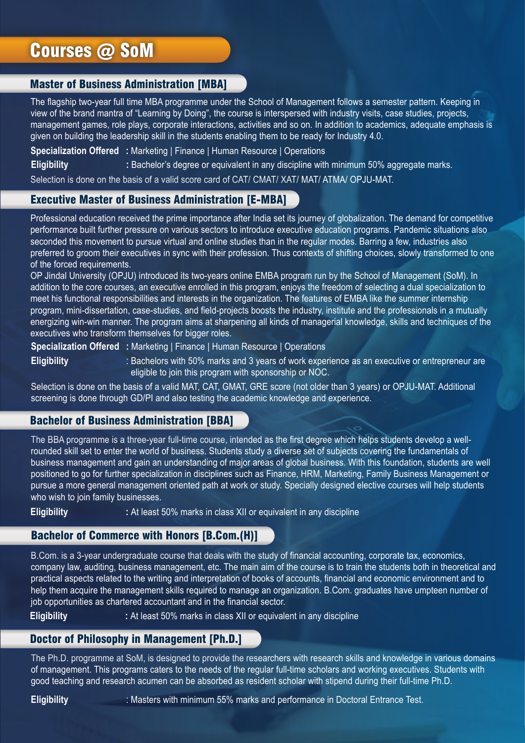# Courses @ SoM

## Master of Business Administration [MBA]

The flagship two-year full time MBA programme under the School of Management follows a semester pattern. Keeping in view of the brand mantra of "Learning by Doing", the course is interspersed with industry visits, case studies, projects, management games, role plays, corporate interactions, activities and so on. In addition to academics, adequate emphasis is given on building the leadership skill in the students enabling them to be ready for Industry 4.0.

**Specialization Offered** : Marketing | Finance | Human Resource | Operations

**Eligibility** : Bachelor's degree or equivalent in any discipline with minimum 50% aggregate marks.

Selection is done on the basis of a valid score card of CAT/ CMAT/ XAT/ MAT/ ATMA/ OPJU-MAT.

## Executive Master of Business Administration [E-MBA]

Professional education received the prime importance after India set its journey of globalization. The demand for competitive performance built further pressure on various sectors to introduce executive education programs. Pandemic situations also seconded this movement to pursue virtual and online studies than in the regular modes. Barring a few, industries also preferred to groom their executives in sync with their profession. Thus contexts of shifting choices, slowly transformed to one of the forced requirements.

OP Jindal University (OPJU) introduced its two-years online EMBA program run by the School of Management (SoM). In addition to the core courses, an executive enrolled in this program, enjoys the freedom of selecting a dual specialization to meet his functional responsibilities and interests in the organization. The features of EMBA like the summer internship program, mini-dissertation, case-studies, and field-projects boosts the industry, institute and the professionals in a mutually energizing win-win manner. The program aims at sharpening all kinds of managerial knowledge, skills and techniques of the executives who transform themselves for bigger roles.

**Specialization Offered** : Marketing | Finance | Human Resource | Operations

**Eligibility** : Bachelors with 50% marks and 3 years of work experience as an executive or entrepreneur are eligible to join this program with sponsorship or NOC.

Selection is done on the basis of a valid MAT, CAT, GMAT, GRE score (not older than 3 years) or OPJU-MAT. Additional screening is done through GD/PI and also testing the academic knowledge and experience.

## Bachelor of Business Administration [BBA]

The BBA programme is a three-year full-time course, intended as the first degree which helps students develop a well-rounded skill set to enter the world of business. Students study a diverse set of subjects covering the fundamentals of business management and gain an understanding of major areas of global business. With this foundation, students are well positioned to go for further specialization in disciplines such as Finance, HRM, Marketing, Family Business Management or pursue a more general management oriented path at work or study. Specially designed elective courses will help students who wish to join family businesses.

**Eligibility** : At least 50% marks in class XII or equivalent in any discipline

## Bachelor of Commerce with Honors [B.Com.(H)]

B.Com. is a 3-year undergraduate course that deals with the study of financial accounting, corporate tax, economics, company law, auditing, business management, etc. The main aim of the course is to train the students both in theoretical and practical aspects related to the writing and interpretation of books of accounts, financial and economic environment and to help them acquire the management skills required to manage an organization. B.Com. graduates have umpteen number of job opportunities as chartered accountant and in the financial sector.

**Eligibility** : At least 50% marks in class XII or equivalent in any discipline

## Doctor of Philosophy in Management [Ph.D.]

The Ph.D. programme at SoM, is designed to provide the researchers with research skills and knowledge in various domains of management. This programs caters to the needs of the regular full-time scholars and working executives. Students with good teaching and research acumen can be absorbed as resident scholar with stipend during their full-time Ph.D.

**Eligibility** : Masters with minimum 55% marks and performance in Doctoral Entrance Test.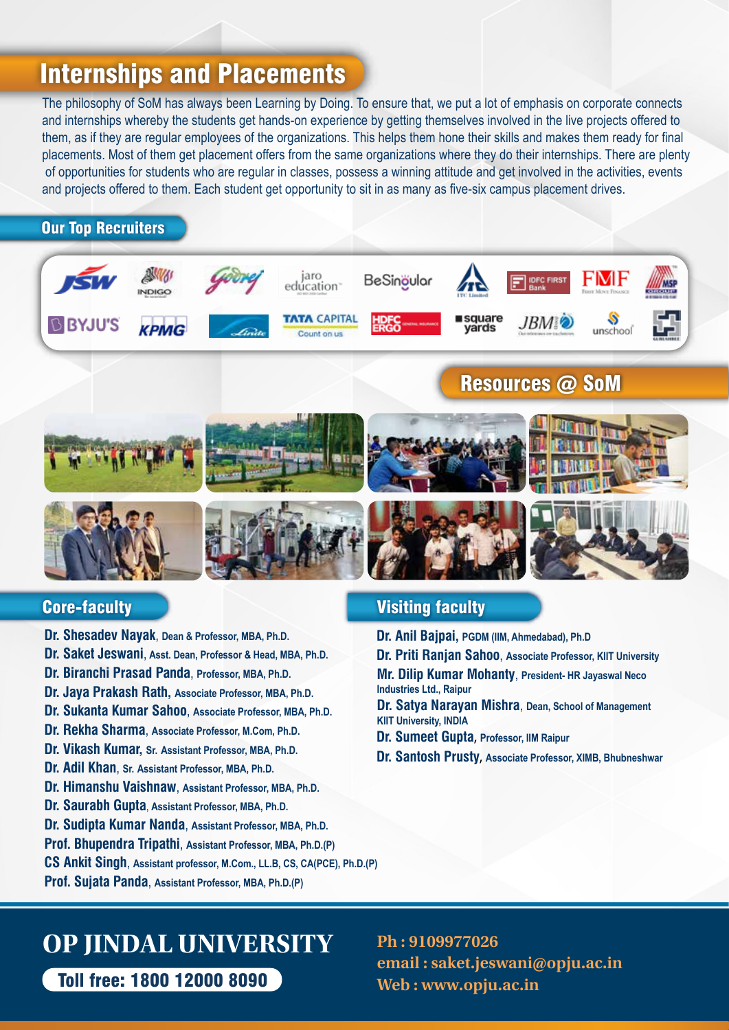## Internships and Placements

The philosophy of SoM has always been Learning by Doing. To ensure that, we put a lot of emphasis on corporate connects and internships whereby the students get hands-on experience by getting themselves involved in the live projects offered to them, as if they are regular employees of the organizations. This helps them hone their skills and makes them ready for final placements. Most of them get placement offers from the same organizations where they do their internships. There are plenty of opportunities for students who are regular in classes, possess a winning attitude and get involved in the activities, events and projects offered to them. Each student get opportunity to sit in as many as five-six campus placement drives.

### Our Top Recruiters

## Resources @ SoM

### Core-faculty

**Dr. Shesadev Nayak**, Dean & Professor, MBA, Ph.D.
**Dr. Saket Jeswani**, Asst. Dean, Professor & Head, MBA, Ph.D.
**Dr. Biranchi Prasad Panda**, Professor, MBA, Ph.D.
**Dr. Jaya Prakash Rath**, Associate Professor, MBA, Ph.D.
**Dr. Sukanta Kumar Sahoo**, Associate Professor, MBA, Ph.D.
**Dr. Rekha Sharma**, Associate Professor, M.Com, Ph.D.
**Dr. Vikash Kumar**, Sr. Assistant Professor, MBA, Ph.D.
**Dr. Adil Khan**, Sr. Assistant Professor, MBA, Ph.D.
**Dr. Himanshu Vaishnaw**, Assistant Professor, MBA, Ph.D.
**Dr. Saurabh Gupta**, Assistant Professor, MBA, Ph.D.
**Dr. Sudipta Kumar Nanda**, Assistant Professor, MBA, Ph.D.
**Prof. Bhupendra Tripathi**, Assistant Professor, MBA, Ph.D.(P)
**CS Ankit Singh**, Assistant professor, M.Com., LL.B, CS, CA(PCE), Ph.D.(P)
**Prof. Sujata Panda**, Assistant Professor, MBA, Ph.D.(P)

### Visiting faculty

**Dr. Anil Bajpai**, PGDM (IIM, Ahmedabad), Ph.D
**Dr. Priti Ranjan Sahoo**, Associate Professor, KIIT University
**Mr. Dilip Kumar Mohanty**, President- HR Jayaswal Neco Industries Ltd., Raipur
**Dr. Satya Narayan Mishra**, Dean, School of Management KIIT University, INDIA
**Dr. Sumeet Gupta**, Professor, IIM Raipur
**Dr. Santosh Prusty**, Associate Professor, XIMB, Bhubneshwar

## OP JINDAL UNIVERSITY

**Toll free: 1800 12000 8090**

**Ph : 9109977026**
**email : saket.jeswani@opju.ac.in**
**Web : www.opju.ac.in**